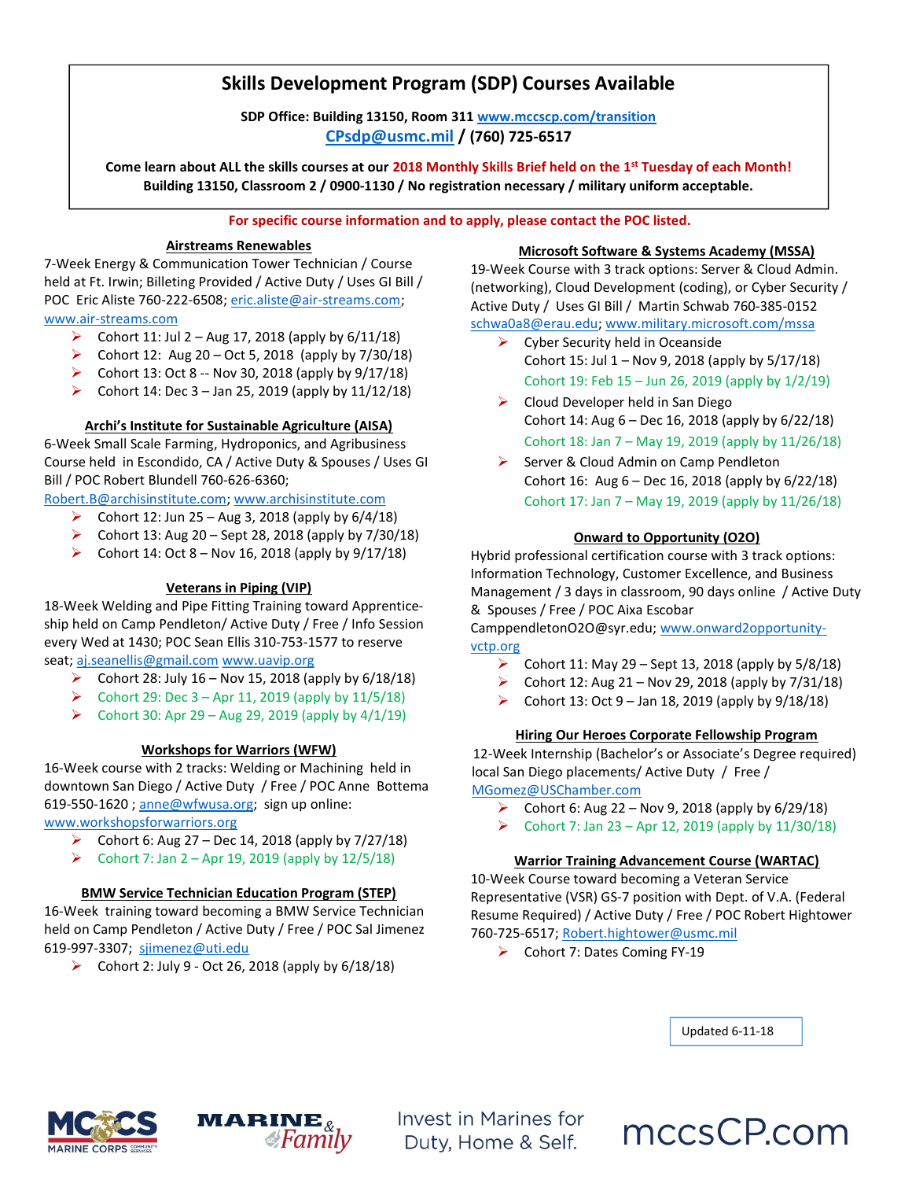# Skills Development Program (SDP) Courses Available

**SDP Office: Building 13150, Room 311 www.mccscp.com/transition**
**CPsdp@usmc.mil / (760) 725-6517**

**Come learn about ALL the skills courses at our 2018 Monthly Skills Brief held on the 1st Tuesday of each Month!**
**Building 13150, Classroom 2 / 0900-1130 / No registration necessary / military uniform acceptable.**

**For specific course information and to apply, please contact the POC listed.**

### Airstreams Renewables

7-Week Energy & Communication Tower Technician / Course held at Ft. Irwin; Billeting Provided / Active Duty / Uses GI Bill / POC Eric Aliste 760-222-6508; eric.aliste@air-streams.com; www.air-streams.com

- Cohort 11: Jul 2 – Aug 17, 2018 (apply by 6/11/18)
- Cohort 12: Aug 20 – Oct 5, 2018 (apply by 7/30/18)
- Cohort 13: Oct 8 -- Nov 30, 2018 (apply by 9/17/18)
- Cohort 14: Dec 3 – Jan 25, 2019 (apply by 11/12/18)

### Archi's Institute for Sustainable Agriculture (AISA)

6-Week Small Scale Farming, Hydroponics, and Agribusiness Course held in Escondido, CA / Active Duty & Spouses / Uses GI Bill / POC Robert Blundell 760-626-6360; Robert.B@archisinstitute.com; www.archisinstitute.com

- Cohort 12: Jun 25 – Aug 3, 2018 (apply by 6/4/18)
- Cohort 13: Aug 20 – Sept 28, 2018 (apply by 7/30/18)
- Cohort 14: Oct 8 – Nov 16, 2018 (apply by 9/17/18)

### Veterans in Piping (VIP)

18-Week Welding and Pipe Fitting Training toward Apprenticeship held on Camp Pendleton/ Active Duty / Free / Info Session every Wed at 1430; POC Sean Ellis 310-753-1577 to reserve seat; aj.seanellis@gmail.com www.uavip.org

- Cohort 28: July 16 – Nov 15, 2018 (apply by 6/18/18)
- Cohort 29: Dec 3 – Apr 11, 2019 (apply by 11/5/18)
- Cohort 30: Apr 29 – Aug 29, 2019 (apply by 4/1/19)

### Workshops for Warriors (WFW)

16-Week course with 2 tracks: Welding or Machining held in downtown San Diego / Active Duty / Free / POC Anne Bottema 619-550-1620 ; anne@wfwusa.org; sign up online: www.workshopsforwarriors.org

- Cohort 6: Aug 27 – Dec 14, 2018 (apply by 7/27/18)
- Cohort 7: Jan 2 – Apr 19, 2019 (apply by 12/5/18)

### BMW Service Technician Education Program (STEP)

16-Week training toward becoming a BMW Service Technician held on Camp Pendleton / Active Duty / Free / POC Sal Jimenez 619-997-3307; sjimenez@uti.edu

- Cohort 2: July 9 - Oct 26, 2018 (apply by 6/18/18)

### Microsoft Software & Systems Academy (MSSA)

19-Week Course with 3 track options: Server & Cloud Admin. (networking), Cloud Development (coding), or Cyber Security / Active Duty / Uses GI Bill / Martin Schwab 760-385-0152 schwa0a8@erau.edu; www.military.microsoft.com/mssa

- Cyber Security held in Oceanside
  Cohort 15: Jul 1 – Nov 9, 2018 (apply by 5/17/18)
  Cohort 19: Feb 15 – Jun 26, 2019 (apply by 1/2/19)
- Cloud Developer held in San Diego
  Cohort 14: Aug 6 – Dec 16, 2018 (apply by 6/22/18)
  Cohort 18: Jan 7 – May 19, 2019 (apply by 11/26/18)
- Server & Cloud Admin on Camp Pendleton
  Cohort 16: Aug 6 – Dec 16, 2018 (apply by 6/22/18)
  Cohort 17: Jan 7 – May 19, 2019 (apply by 11/26/18)

### Onward to Opportunity (O2O)

Hybrid professional certification course with 3 track options: Information Technology, Customer Excellence, and Business Management / 3 days in classroom, 90 days online / Active Duty & Spouses / Free / POC Aixa Escobar CamppendletonO2O@syr.edu; www.onward2opportunity-vctp.org

- Cohort 11: May 29 – Sept 13, 2018 (apply by 5/8/18)
- Cohort 12: Aug 21 – Nov 29, 2018 (apply by 7/31/18)
- Cohort 13: Oct 9 – Jan 18, 2019 (apply by 9/18/18)

### Hiring Our Heroes Corporate Fellowship Program

12-Week Internship (Bachelor's or Associate's Degree required) local San Diego placements/ Active Duty / Free / MGomez@USChamber.com

- Cohort 6: Aug 22 – Nov 9, 2018 (apply by 6/29/18)
- Cohort 7: Jan 23 – Apr 12, 2019 (apply by 11/30/18)

### Warrior Training Advancement Course (WARTAC)

10-Week Course toward becoming a Veteran Service Representative (VSR) GS-7 position with Dept. of V.A. (Federal Resume Required) / Active Duty / Free / POC Robert Hightower 760-725-6517; Robert.hightower@usmc.mil

- Cohort 7: Dates Coming FY-19

Updated 6-11-18

Invest in Marines for Duty, Home & Self.

mccsCP.com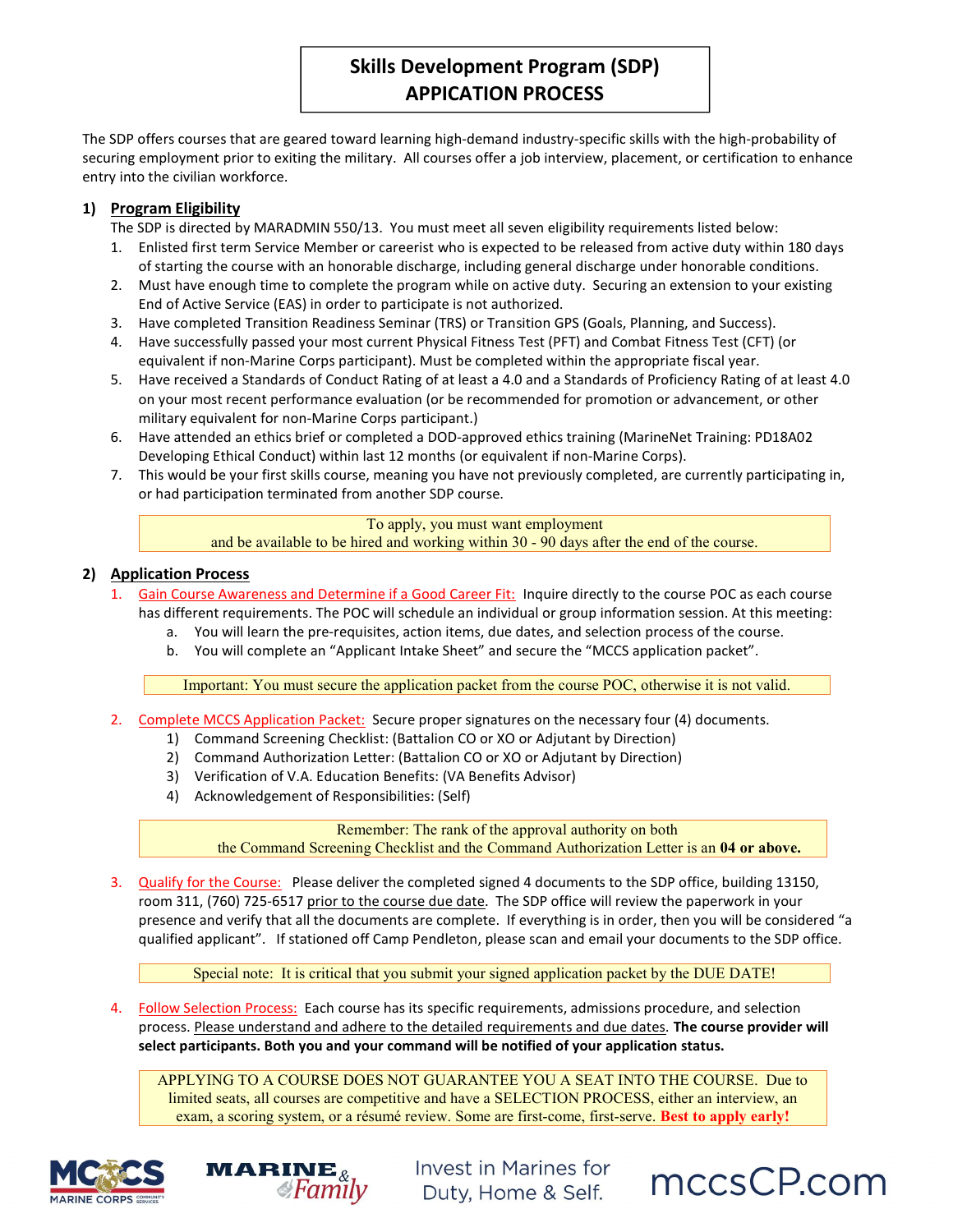# Skills Development Program (SDP)
# APPICATION PROCESS

The SDP offers courses that are geared toward learning high-demand industry-specific skills with the high-probability of securing employment prior to exiting the military. All courses offer a job interview, placement, or certification to enhance entry into the civilian workforce.

## 1) Program Eligibility

The SDP is directed by MARADMIN 550/13. You must meet all seven eligibility requirements listed below:

1. Enlisted first term Service Member or careerist who is expected to be released from active duty within 180 days of starting the course with an honorable discharge, including general discharge under honorable conditions.
2. Must have enough time to complete the program while on active duty. Securing an extension to your existing End of Active Service (EAS) in order to participate is not authorized.
3. Have completed Transition Readiness Seminar (TRS) or Transition GPS (Goals, Planning, and Success).
4. Have successfully passed your most current Physical Fitness Test (PFT) and Combat Fitness Test (CFT) (or equivalent if non-Marine Corps participant). Must be completed within the appropriate fiscal year.
5. Have received a Standards of Conduct Rating of at least a 4.0 and a Standards of Proficiency Rating of at least 4.0 on your most recent performance evaluation (or be recommended for promotion or advancement, or other military equivalent for non-Marine Corps participant.)
6. Have attended an ethics brief or completed a DOD-approved ethics training (MarineNet Training: PD18A02 Developing Ethical Conduct) within last 12 months (or equivalent if non-Marine Corps).
7. This would be your first skills course, meaning you have not previously completed, are currently participating in, or had participation terminated from another SDP course.

> To apply, you must want employment and be available to be hired and working within 30 - 90 days after the end of the course.

## 2) Application Process

1. Gain Course Awareness and Determine if a Good Career Fit: Inquire directly to the course POC as each course has different requirements. The POC will schedule an individual or group information session. At this meeting:
   a. You will learn the pre-requisites, action items, due dates, and selection process of the course.
   b. You will complete an "Applicant Intake Sheet" and secure the "MCCS application packet".

> Important: You must secure the application packet from the course POC, otherwise it is not valid.

2. Complete MCCS Application Packet: Secure proper signatures on the necessary four (4) documents.
   1) Command Screening Checklist: (Battalion CO or XO or Adjutant by Direction)
   2) Command Authorization Letter: (Battalion CO or XO or Adjutant by Direction)
   3) Verification of V.A. Education Benefits: (VA Benefits Advisor)
   4) Acknowledgement of Responsibilities: (Self)

> Remember: The rank of the approval authority on both the Command Screening Checklist and the Command Authorization Letter is an **04 or above.**

3. Qualify for the Course: Please deliver the completed signed 4 documents to the SDP office, building 13150, room 311, (760) 725-6517 prior to the course due date. The SDP office will review the paperwork in your presence and verify that all the documents are complete. If everything is in order, then you will be considered "a qualified applicant". If stationed off Camp Pendleton, please scan and email your documents to the SDP office.

> Special note: It is critical that you submit your signed application packet by the DUE DATE!

4. Follow Selection Process: Each course has its specific requirements, admissions procedure, and selection process. Please understand and adhere to the detailed requirements and due dates. **The course provider will select participants. Both you and your command will be notified of your application status.**

> APPLYING TO A COURSE DOES NOT GUARANTEE YOU A SEAT INTO THE COURSE. Due to limited seats, all courses are competitive and have a SELECTION PROCESS, either an interview, an exam, a scoring system, or a résumé review. Some are first-come, first-serve. **Best to apply early!**

MCCS MARINE CORPS COMMUNITY SERVICES | MARINE & Family | Invest in Marines for Duty, Home & Self. | mccsCP.com